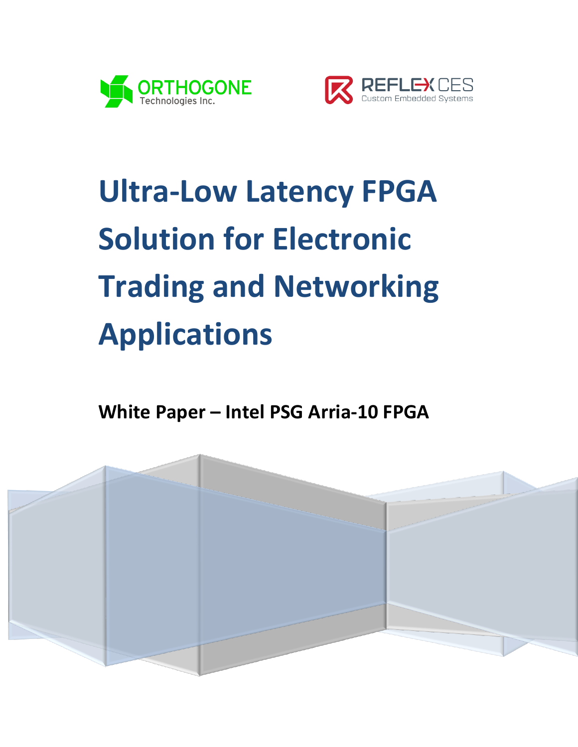ORTHOGONE Technologies Inc.

REFLEX CES Custom Embedded Systems

# Ultra-Low Latency FPGA Solution for Electronic Trading and Networking Applications

**White Paper – Intel PSG Arria-10 FPGA**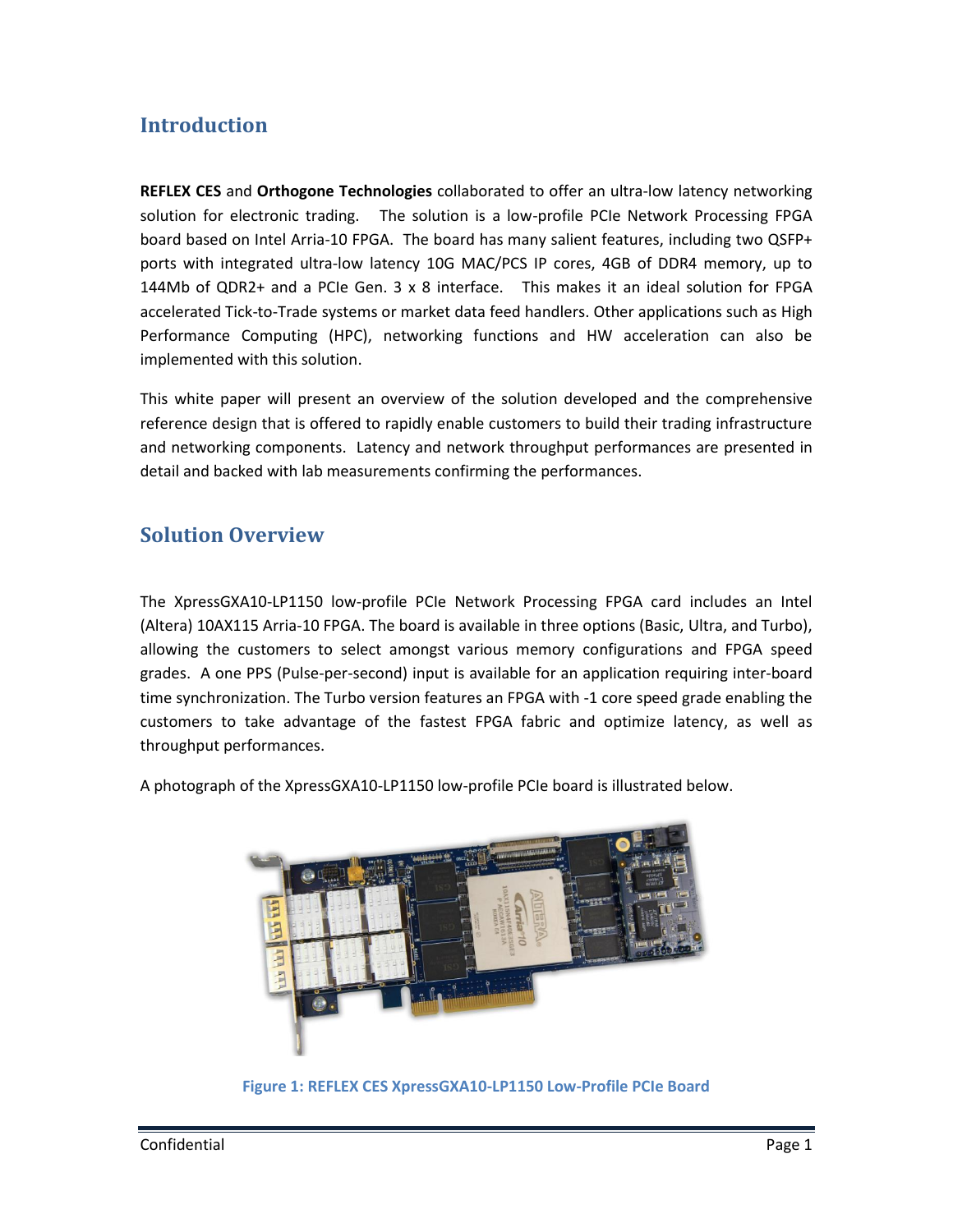## Introduction

**REFLEX CES** and **Orthogone Technologies** collaborated to offer an ultra-low latency networking solution for electronic trading. The solution is a low-profile PCIe Network Processing FPGA board based on Intel Arria-10 FPGA. The board has many salient features, including two QSFP+ ports with integrated ultra-low latency 10G MAC/PCS IP cores, 4GB of DDR4 memory, up to 144Mb of QDR2+ and a PCIe Gen. 3 x 8 interface. This makes it an ideal solution for FPGA accelerated Tick-to-Trade systems or market data feed handlers. Other applications such as High Performance Computing (HPC), networking functions and HW acceleration can also be implemented with this solution.

This white paper will present an overview of the solution developed and the comprehensive reference design that is offered to rapidly enable customers to build their trading infrastructure and networking components. Latency and network throughput performances are presented in detail and backed with lab measurements confirming the performances.

## Solution Overview

The XpressGXA10-LP1150 low-profile PCIe Network Processing FPGA card includes an Intel (Altera) 10AX115 Arria-10 FPGA. The board is available in three options (Basic, Ultra, and Turbo), allowing the customers to select amongst various memory configurations and FPGA speed grades. A one PPS (Pulse-per-second) input is available for an application requiring inter-board time synchronization. The Turbo version features an FPGA with -1 core speed grade enabling the customers to take advantage of the fastest FPGA fabric and optimize latency, as well as throughput performances.

A photograph of the XpressGXA10-LP1150 low-profile PCIe board is illustrated below.

Figure 1: REFLEX CES XpressGXA10-LP1150 Low-Profile PCIe Board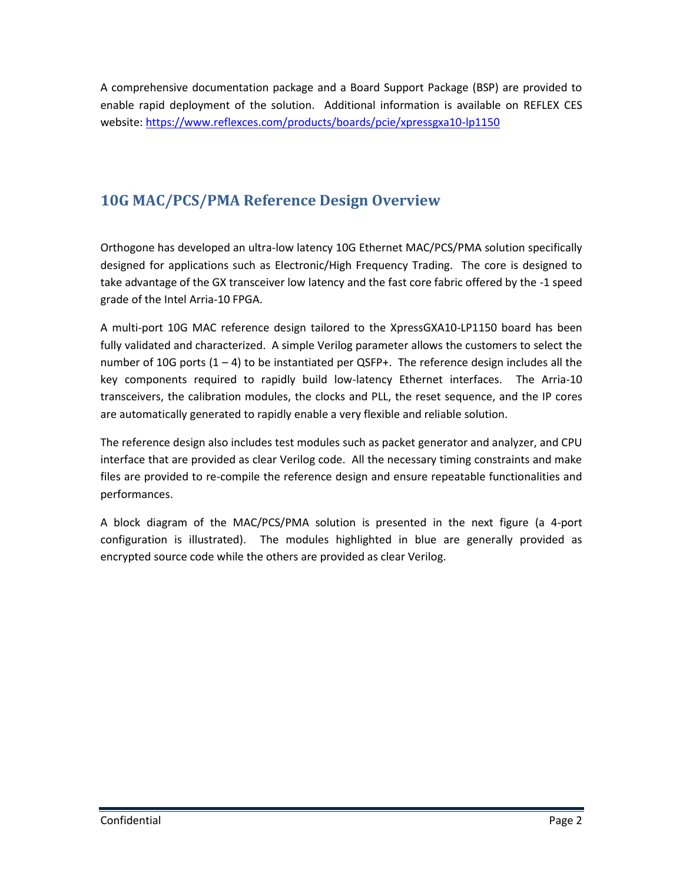A comprehensive documentation package and a Board Support Package (BSP) are provided to enable rapid deployment of the solution. Additional information is available on REFLEX CES website: https://www.reflexces.com/products/boards/pcie/xpressgxa10-lp1150

## 10G MAC/PCS/PMA Reference Design Overview

Orthogone has developed an ultra-low latency 10G Ethernet MAC/PCS/PMA solution specifically designed for applications such as Electronic/High Frequency Trading. The core is designed to take advantage of the GX transceiver low latency and the fast core fabric offered by the -1 speed grade of the Intel Arria-10 FPGA.

A multi-port 10G MAC reference design tailored to the XpressGXA10-LP1150 board has been fully validated and characterized. A simple Verilog parameter allows the customers to select the number of 10G ports (1 – 4) to be instantiated per QSFP+. The reference design includes all the key components required to rapidly build low-latency Ethernet interfaces. The Arria-10 transceivers, the calibration modules, the clocks and PLL, the reset sequence, and the IP cores are automatically generated to rapidly enable a very flexible and reliable solution.

The reference design also includes test modules such as packet generator and analyzer, and CPU interface that are provided as clear Verilog code. All the necessary timing constraints and make files are provided to re-compile the reference design and ensure repeatable functionalities and performances.

A block diagram of the MAC/PCS/PMA solution is presented in the next figure (a 4-port configuration is illustrated). The modules highlighted in blue are generally provided as encrypted source code while the others are provided as clear Verilog.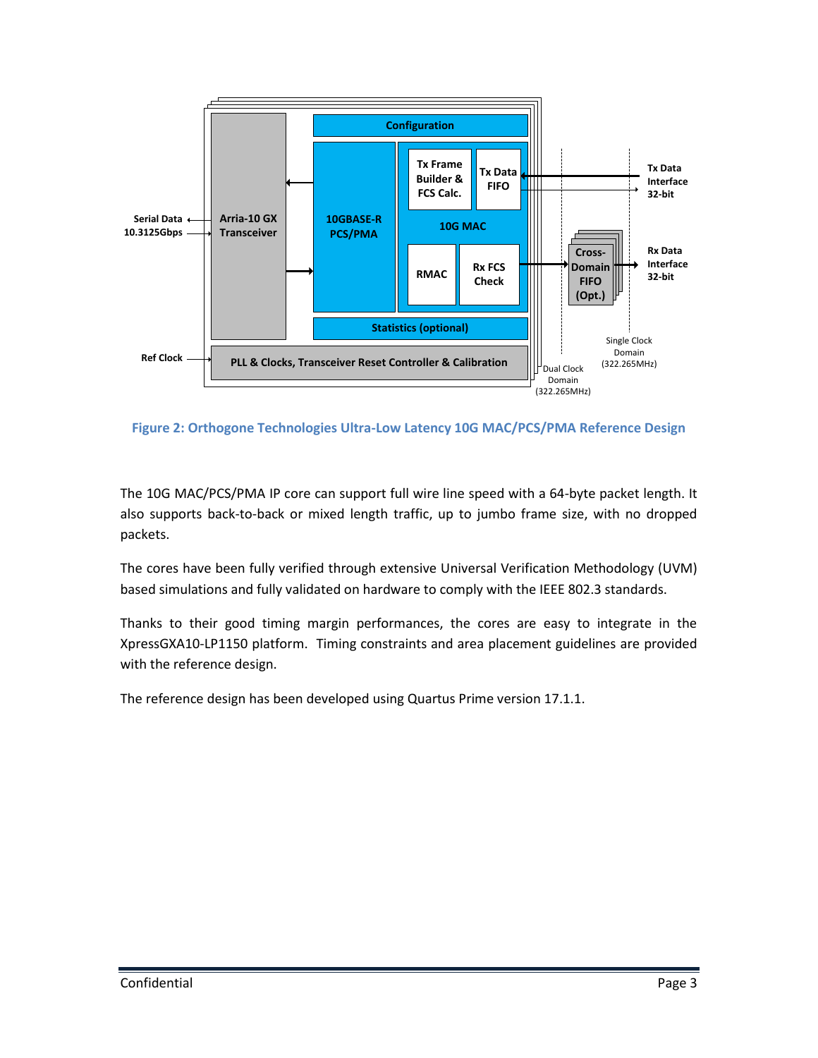Figure 2: Orthogone Technologies Ultra-Low Latency 10G MAC/PCS/PMA Reference Design

The 10G MAC/PCS/PMA IP core can support full wire line speed with a 64-byte packet length. It also supports back-to-back or mixed length traffic, up to jumbo frame size, with no dropped packets.

The cores have been fully verified through extensive Universal Verification Methodology (UVM) based simulations and fully validated on hardware to comply with the IEEE 802.3 standards.

Thanks to their good timing margin performances, the cores are easy to integrate in the XpressGXA10-LP1150 platform. Timing constraints and area placement guidelines are provided with the reference design.

The reference design has been developed using Quartus Prime version 17.1.1.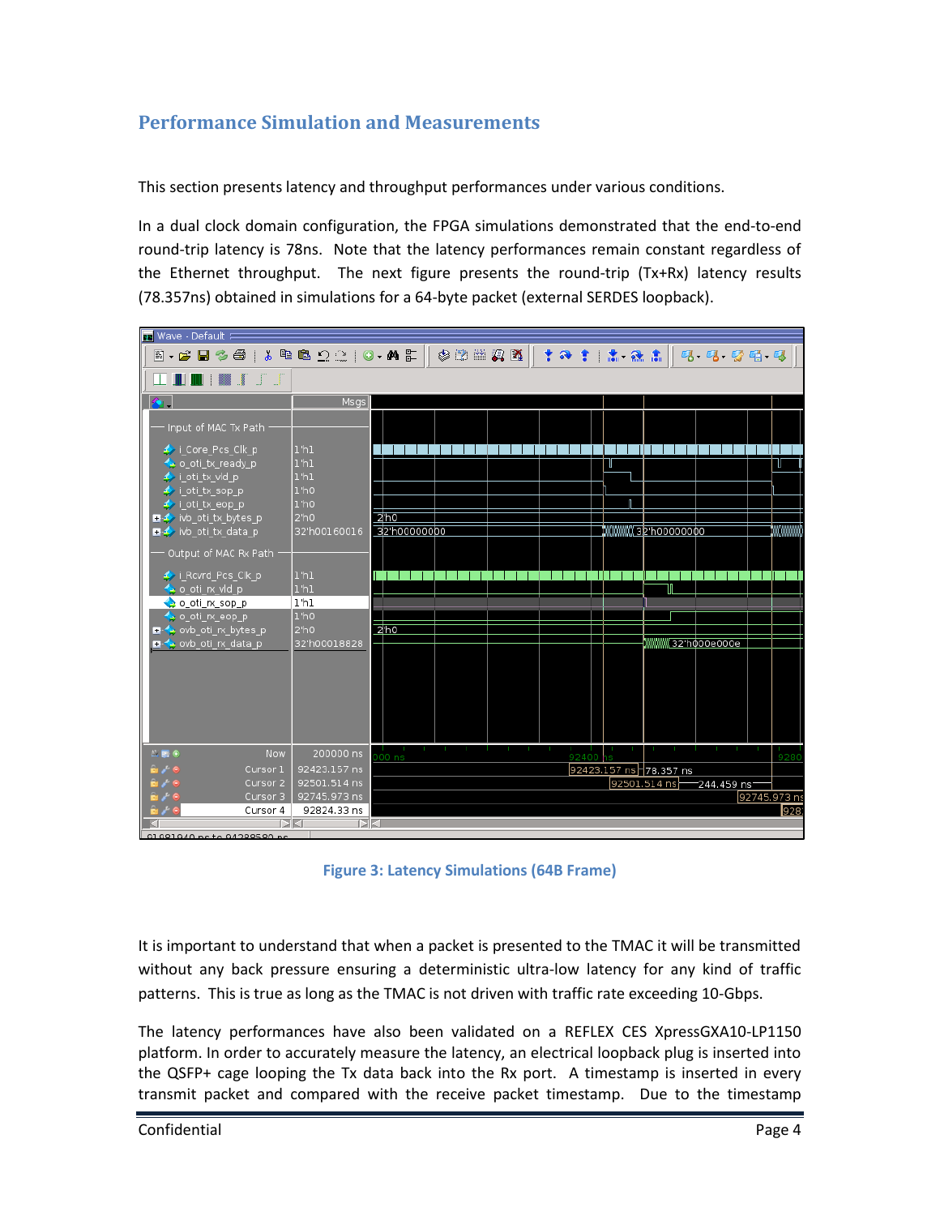## Performance Simulation and Measurements

This section presents latency and throughput performances under various conditions.

In a dual clock domain configuration, the FPGA simulations demonstrated that the end-to-end round-trip latency is 78ns. Note that the latency performances remain constant regardless of the Ethernet throughput. The next figure presents the round-trip (Tx+Rx) latency results (78.357ns) obtained in simulations for a 64-byte packet (external SERDES loopback).

Figure 3: Latency Simulations (64B Frame)

It is important to understand that when a packet is presented to the TMAC it will be transmitted without any back pressure ensuring a deterministic ultra-low latency for any kind of traffic patterns. This is true as long as the TMAC is not driven with traffic rate exceeding 10-Gbps.

The latency performances have also been validated on a REFLEX CES XpressGXA10-LP1150 platform. In order to accurately measure the latency, an electrical loopback plug is inserted into the QSFP+ cage looping the Tx data back into the Rx port. A timestamp is inserted in every transmit packet and compared with the receive packet timestamp. Due to the timestamp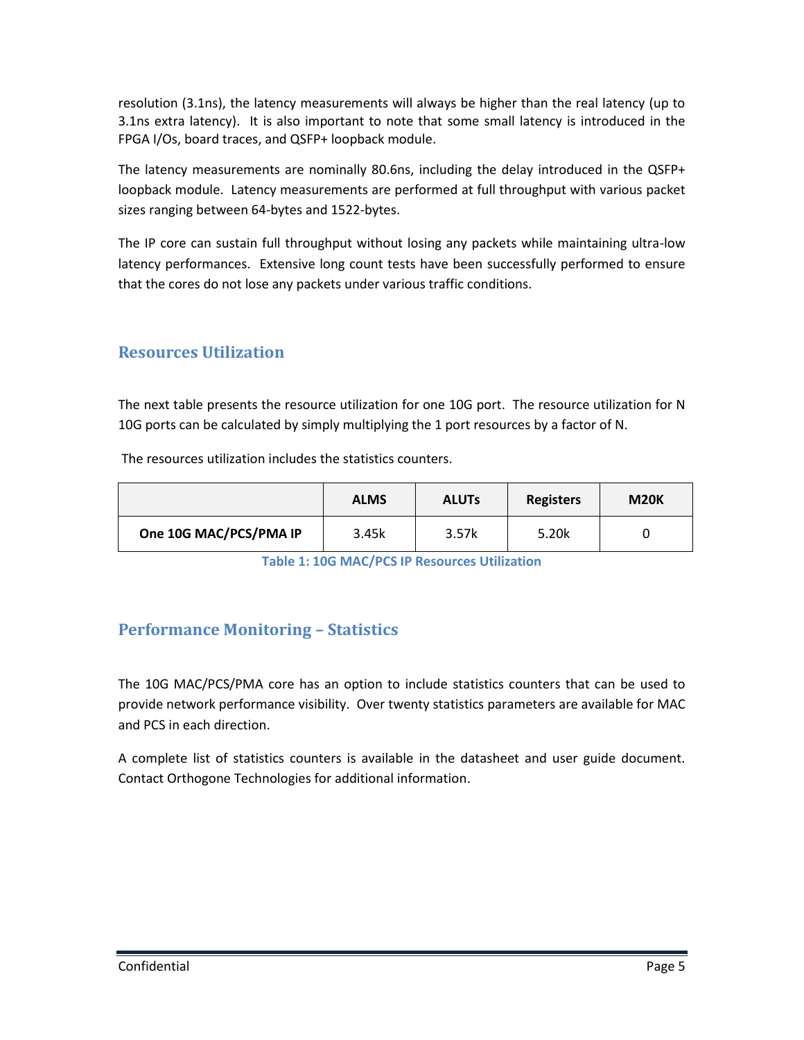resolution (3.1ns), the latency measurements will always be higher than the real latency (up to 3.1ns extra latency). It is also important to note that some small latency is introduced in the FPGA I/Os, board traces, and QSFP+ loopback module.

The latency measurements are nominally 80.6ns, including the delay introduced in the QSFP+ loopback module. Latency measurements are performed at full throughput with various packet sizes ranging between 64-bytes and 1522-bytes.

The IP core can sustain full throughput without losing any packets while maintaining ultra-low latency performances. Extensive long count tests have been successfully performed to ensure that the cores do not lose any packets under various traffic conditions.

## Resources Utilization

The next table presents the resource utilization for one 10G port. The resource utilization for N 10G ports can be calculated by simply multiplying the 1 port resources by a factor of N.

The resources utilization includes the statistics counters.

| | ALMS | ALUTs | Registers | M20K |
|---|---|---|---|---|
| **One 10G MAC/PCS/PMA IP** | 3.45k | 3.57k | 5.20k | 0 |

Table 1: 10G MAC/PCS IP Resources Utilization

## Performance Monitoring – Statistics

The 10G MAC/PCS/PMA core has an option to include statistics counters that can be used to provide network performance visibility. Over twenty statistics parameters are available for MAC and PCS in each direction.

A complete list of statistics counters is available in the datasheet and user guide document. Contact Orthogone Technologies for additional information.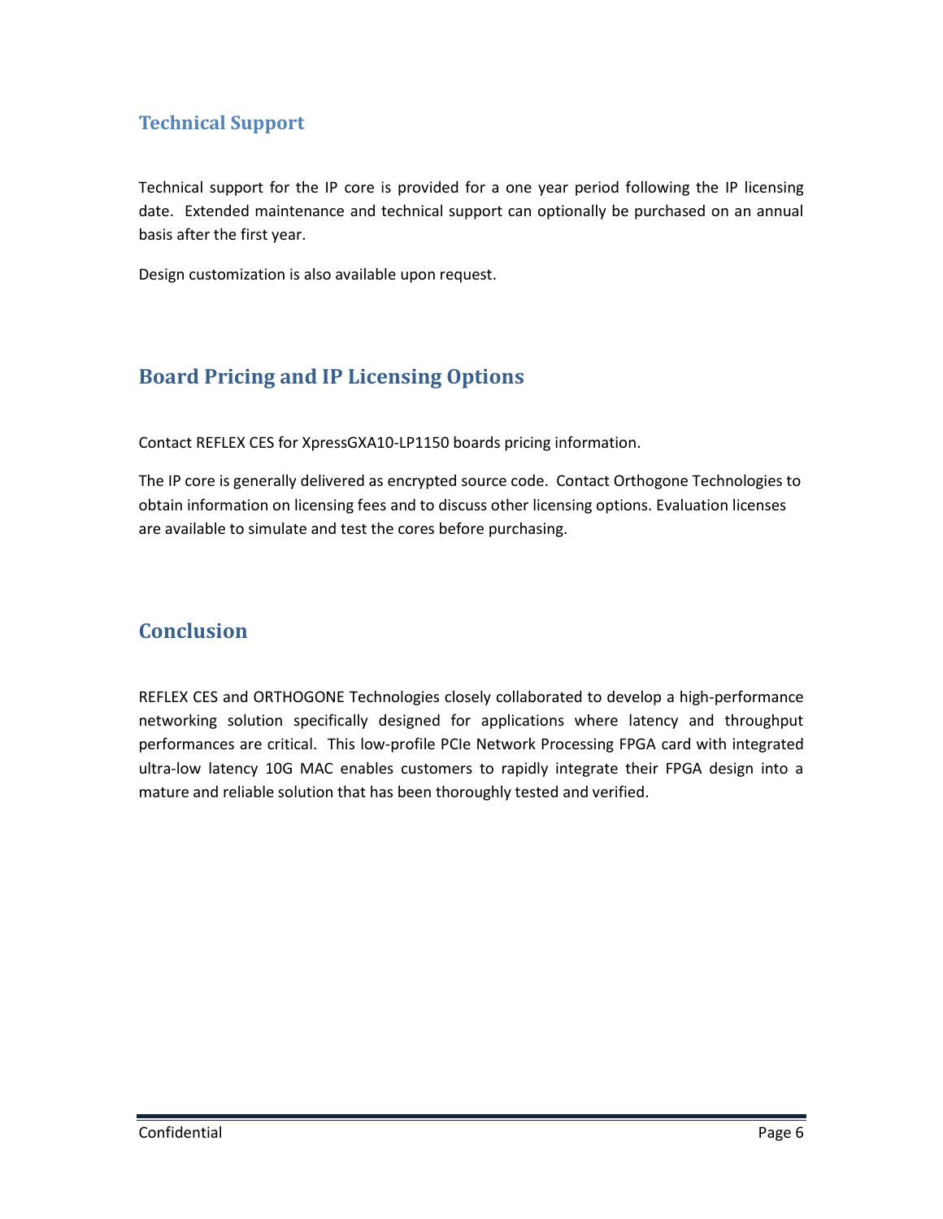## Technical Support

Technical support for the IP core is provided for a one year period following the IP licensing date. Extended maintenance and technical support can optionally be purchased on an annual basis after the first year.

Design customization is also available upon request.

## Board Pricing and IP Licensing Options

Contact REFLEX CES for XpressGXA10-LP1150 boards pricing information.

The IP core is generally delivered as encrypted source code. Contact Orthogone Technologies to obtain information on licensing fees and to discuss other licensing options. Evaluation licenses are available to simulate and test the cores before purchasing.

## Conclusion

REFLEX CES and ORTHOGONE Technologies closely collaborated to develop a high-performance networking solution specifically designed for applications where latency and throughput performances are critical. This low-profile PCIe Network Processing FPGA card with integrated ultra-low latency 10G MAC enables customers to rapidly integrate their FPGA design into a mature and reliable solution that has been thoroughly tested and verified.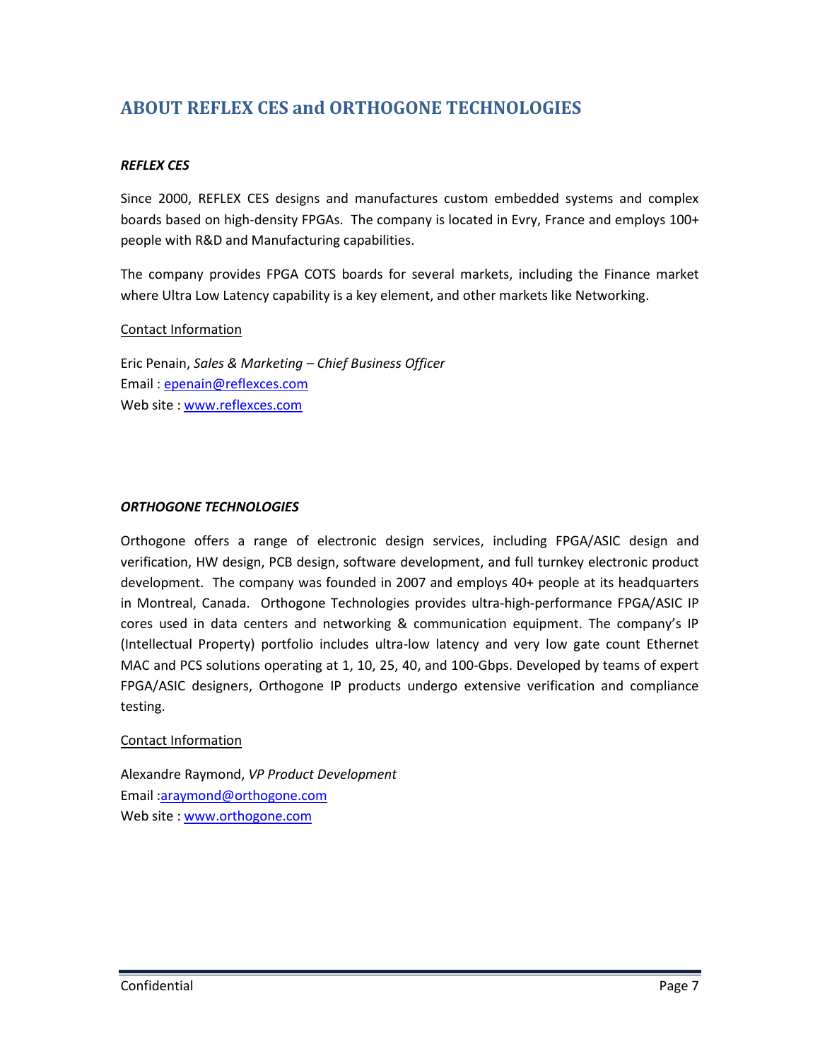## ABOUT REFLEX CES and ORTHOGONE TECHNOLOGIES

***REFLEX CES***

Since 2000, REFLEX CES designs and manufactures custom embedded systems and complex boards based on high-density FPGAs. The company is located in Evry, France and employs 100+ people with R&D and Manufacturing capabilities.

The company provides FPGA COTS boards for several markets, including the Finance market where Ultra Low Latency capability is a key element, and other markets like Networking.

Contact Information

Eric Penain, *Sales & Marketing – Chief Business Officer*
Email : epenain@reflexces.com
Web site : www.reflexces.com

***ORTHOGONE TECHNOLOGIES***

Orthogone offers a range of electronic design services, including FPGA/ASIC design and verification, HW design, PCB design, software development, and full turnkey electronic product development. The company was founded in 2007 and employs 40+ people at its headquarters in Montreal, Canada. Orthogone Technologies provides ultra-high-performance FPGA/ASIC IP cores used in data centers and networking & communication equipment. The company's IP (Intellectual Property) portfolio includes ultra-low latency and very low gate count Ethernet MAC and PCS solutions operating at 1, 10, 25, 40, and 100-Gbps. Developed by teams of expert FPGA/ASIC designers, Orthogone IP products undergo extensive verification and compliance testing.

Contact Information

Alexandre Raymond, *VP Product Development*
Email :araymond@orthogone.com
Web site : www.orthogone.com